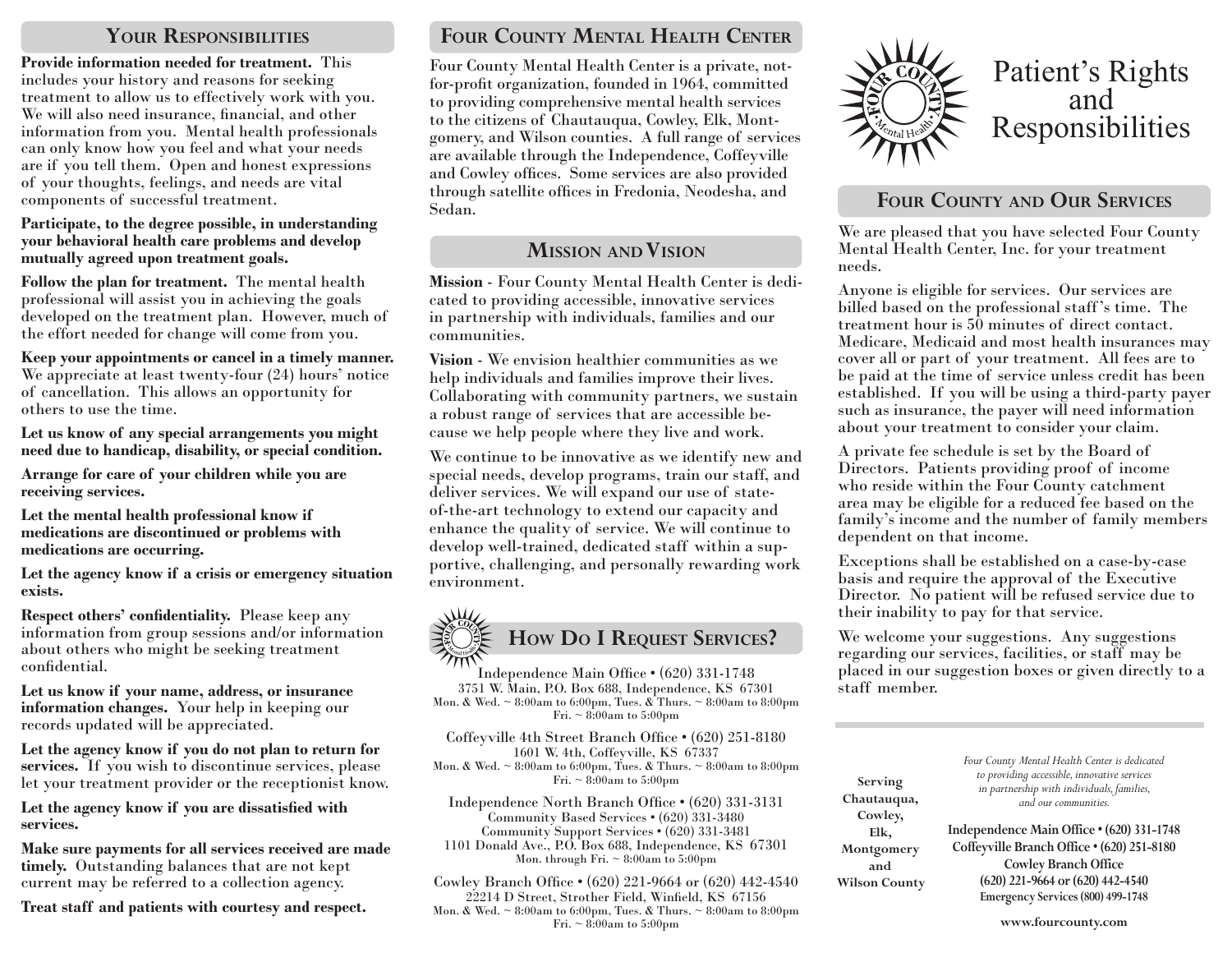## Your Responsibilities

**Provide information needed for treatment.** This includes your history and reasons for seeking treatment to allow us to effectively work with you. We will also need insurance, financial, and other information from you. Mental health professionals can only know how you feel and what your needs are if you tell them. Open and honest expressions of your thoughts, feelings, and needs are vital components of successful treatment.

**Participate, to the degree possible, in understanding your behavioral health care problems and develop mutually agreed upon treatment goals.**

**Follow the plan for treatment.** The mental health professional will assist you in achieving the goals developed on the treatment plan. However, much of the effort needed for change will come from you.

**Keep your appointments or cancel in a timely manner.** We appreciate at least twenty-four (24) hours' notice of cancellation. This allows an opportunity for others to use the time.

**Let us know of any special arrangements you might need due to handicap, disability, or special condition.**

**Arrange for care of your children while you are receiving services.**

**Let the mental health professional know if medications are discontinued or problems with medications are occurring.**

**Let the agency know if a crisis or emergency situation exists.**

**Respect others' confidentiality.** Please keep any information from group sessions and/or information about others who might be seeking treatment confidential.

**Let us know if your name, address, or insurance information changes.** Your help in keeping our records updated will be appreciated.

**Let the agency know if you do not plan to return for services.** If you wish to discontinue services, please let your treatment provider or the receptionist know.

**Let the agency know if you are dissatisfied with services.**

**Make sure payments for all services received are made timely.** Outstanding balances that are not kept current may be referred to a collection agency.

**Treat staff and patients with courtesy and respect.**

## Four County Mental Health Center

Four County Mental Health Center is a private, not-for-profit organization, founded in 1964, committed to providing comprehensive mental health services to the citizens of Chautauqua, Cowley, Elk, Montgomery, and Wilson counties. A full range of services are available through the Independence, Coffeyville and Cowley offices. Some services are also provided through satellite offices in Fredonia, Neodesha, and Sedan.

## Mission and Vision

**Mission** - Four County Mental Health Center is dedicated to providing accessible, innovative services in partnership with individuals, families and our communities.

**Vision** - We envision healthier communities as we help individuals and families improve their lives. Collaborating with community partners, we sustain a robust range of services that are accessible because we help people where they live and work.

We continue to be innovative as we identify new and special needs, develop programs, train our staff, and deliver services. We will expand our use of state-of-the-art technology to extend our capacity and enhance the quality of service. We will continue to develop well-trained, dedicated staff within a supportive, challenging, and personally rewarding work environment.

## How Do I Request Services?

Independence Main Office • (620) 331-1748
3751 W. Main, P.O. Box 688, Independence, KS 67301
Mon. & Wed. ~ 8:00am to 6:00pm, Tues. & Thurs. ~ 8:00am to 8:00pm
Fri. ~ 8:00am to 5:00pm

Coffeyville 4th Street Branch Office • (620) 251-8180
1601 W. 4th, Coffeyville, KS 67337
Mon. & Wed. ~ 8:00am to 6:00pm, Tues. & Thurs. ~ 8:00am to 8:00pm
Fri. ~ 8:00am to 5:00pm

Independence North Branch Office • (620) 331-3131
Community Based Services • (620) 331-3480
Community Support Services • (620) 331-3481
1101 Donald Ave., P.O. Box 688, Independence, KS 67301
Mon. through Fri. ~ 8:00am to 5:00pm

Cowley Branch Office • (620) 221-9664 or (620) 442-4540
22214 D Street, Strother Field, Winfield, KS 67156
Mon. & Wed. ~ 8:00am to 6:00pm, Tues. & Thurs. ~ 8:00am to 8:00pm
Fri. ~ 8:00am to 5:00pm

# Patient's Rights and Responsibilities

## Four County and Our Services

We are pleased that you have selected Four County Mental Health Center, Inc. for your treatment needs.

Anyone is eligible for services. Our services are billed based on the professional staff's time. The treatment hour is 50 minutes of direct contact. Medicare, Medicaid and most health insurances may cover all or part of your treatment. All fees are to be paid at the time of service unless credit has been established. If you will be using a third-party payer such as insurance, the payer will need information about your treatment to consider your claim.

A private fee schedule is set by the Board of Directors. Patients providing proof of income who reside within the Four County catchment area may be eligible for a reduced fee based on the family's income and the number of family members dependent on that income.

Exceptions shall be established on a case-by-case basis and require the approval of the Executive Director. No patient will be refused service due to their inability to pay for that service.

We welcome your suggestions. Any suggestions regarding our services, facilities, or staff may be placed in our suggestion boxes or given directly to a staff member.

**Serving Chautauqua, Cowley, Elk, Montgomery and Wilson County**

*Four County Mental Health Center is dedicated to providing accessible, innovative services in partnership with individuals, families, and our communities.*

**Independence Main Office • (620) 331-1748**
**Coffeyville Branch Office • (620) 251-8180**
**Cowley Branch Office**
**(620) 221-9664 or (620) 442-4540**
**Emergency Services (800) 499-1748**

**www.fourcounty.com**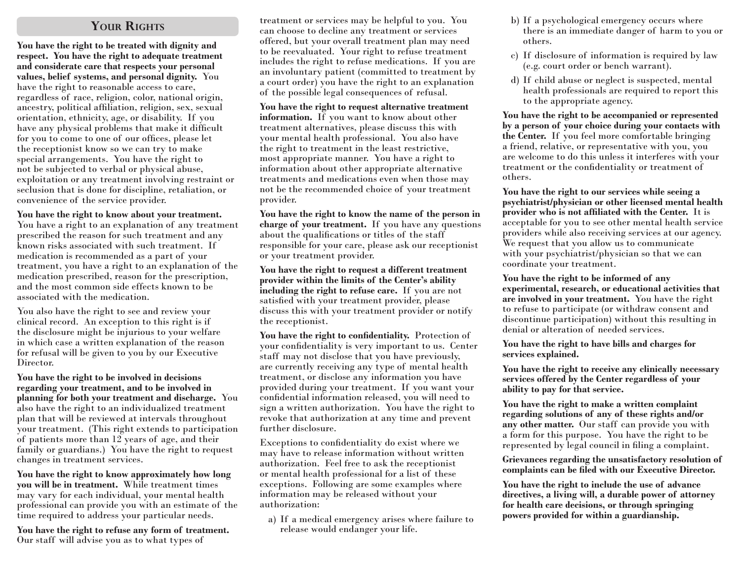## Your Rights

**You have the right to be treated with dignity and respect. You have the right to adequate treatment and considerate care that respects your personal values, belief systems, and personal dignity.** You have the right to reasonable access to care, regardless of race, religion, color, national origin, ancestry, political affiliation, religion, sex, sexual orientation, ethnicity, age, or disability. If you have any physical problems that make it difficult for you to come to one of our offices, please let the receptionist know so we can try to make special arrangements. You have the right to not be subjected to verbal or physical abuse, exploitation or any treatment involving restraint or seclusion that is done for discipline, retaliation, or convenience of the service provider.

**You have the right to know about your treatment.** You have a right to an explanation of any treatment prescribed the reason for such treatment and any known risks associated with such treatment. If medication is recommended as a part of your treatment, you have a right to an explanation of the medication prescribed, reason for the prescription, and the most common side effects known to be associated with the medication.

You also have the right to see and review your clinical record. An exception to this right is if the disclosure might be injurious to your welfare in which case a written explanation of the reason for refusal will be given to you by our Executive Director.

**You have the right to be involved in decisions regarding your treatment, and to be involved in planning for both your treatment and discharge.** You also have the right to an individualized treatment plan that will be reviewed at intervals throughout your treatment. (This right extends to participation of patients more than 12 years of age, and their family or guardians.) You have the right to request changes in treatment services.

**You have the right to know approximately how long you will be in treatment.** While treatment times may vary for each individual, your mental health professional can provide you with an estimate of the time required to address your particular needs.

**You have the right to refuse any form of treatment.** Our staff will advise you as to what types of treatment or services may be helpful to you. You can choose to decline any treatment or services offered, but your overall treatment plan may need to be reevaluated. Your right to refuse treatment includes the right to refuse medications. If you are an involuntary patient (committed to treatment by a court order) you have the right to an explanation of the possible legal consequences of refusal.

**You have the right to request alternative treatment information.** If you want to know about other treatment alternatives, please discuss this with your mental health professional. You also have the right to treatment in the least restrictive, most appropriate manner. You have a right to information about other appropriate alternative treatments and medications even when those may not be the recommended choice of your treatment provider.

**You have the right to know the name of the person in charge of your treatment.** If you have any questions about the qualifications or titles of the staff responsible for your care, please ask our receptionist or your treatment provider.

**You have the right to request a different treatment provider within the limits of the Center's ability including the right to refuse care.** If you are not satisfied with your treatment provider, please discuss this with your treatment provider or notify the receptionist.

**You have the right to confidentiality.** Protection of your confidentiality is very important to us. Center staff may not disclose that you have previously, are currently receiving any type of mental health treatment, or disclose any information you have provided during your treatment. If you want your confidential information released, you will need to sign a written authorization. You have the right to revoke that authorization at any time and prevent further disclosure.

Exceptions to confidentiality do exist where we may have to release information without written authorization. Feel free to ask the receptionist or mental health professional for a list of these exceptions. Following are some examples where information may be released without your authorization:

a) If a medical emergency arises where failure to release would endanger your life.

b) If a psychological emergency occurs where there is an immediate danger of harm to you or others.

c) If disclosure of information is required by law (e.g. court order or bench warrant).

d) If child abuse or neglect is suspected, mental health professionals are required to report this to the appropriate agency.

**You have the right to be accompanied or represented by a person of your choice during your contacts with the Center.** If you feel more comfortable bringing a friend, relative, or representative with you, you are welcome to do this unless it interferes with your treatment or the confidentiality or treatment of others.

**You have the right to our services while seeing a psychiatrist/physician or other licensed mental health provider who is not affiliated with the Center.** It is acceptable for you to see other mental health service providers while also receiving services at our agency. We request that you allow us to communicate with your psychiatrist/physician so that we can coordinate your treatment.

**You have the right to be informed of any experimental, research, or educational activities that are involved in your treatment.** You have the right to refuse to participate (or withdraw consent and discontinue participation) without this resulting in denial or alteration of needed services.

**You have the right to have bills and charges for services explained.**

**You have the right to receive any clinically necessary services offered by the Center regardless of your ability to pay for that service.**

**You have the right to make a written complaint regarding solutions of any of these rights and/or any other matter.** Our staff can provide you with a form for this purpose. You have the right to be represented by legal council in filing a complaint.

**Grievances regarding the unsatisfactory resolution of complaints can be filed with our Executive Director.**

**You have the right to include the use of advance directives, a living will, a durable power of attorney for health care decisions, or through springing powers provided for within a guardianship.**